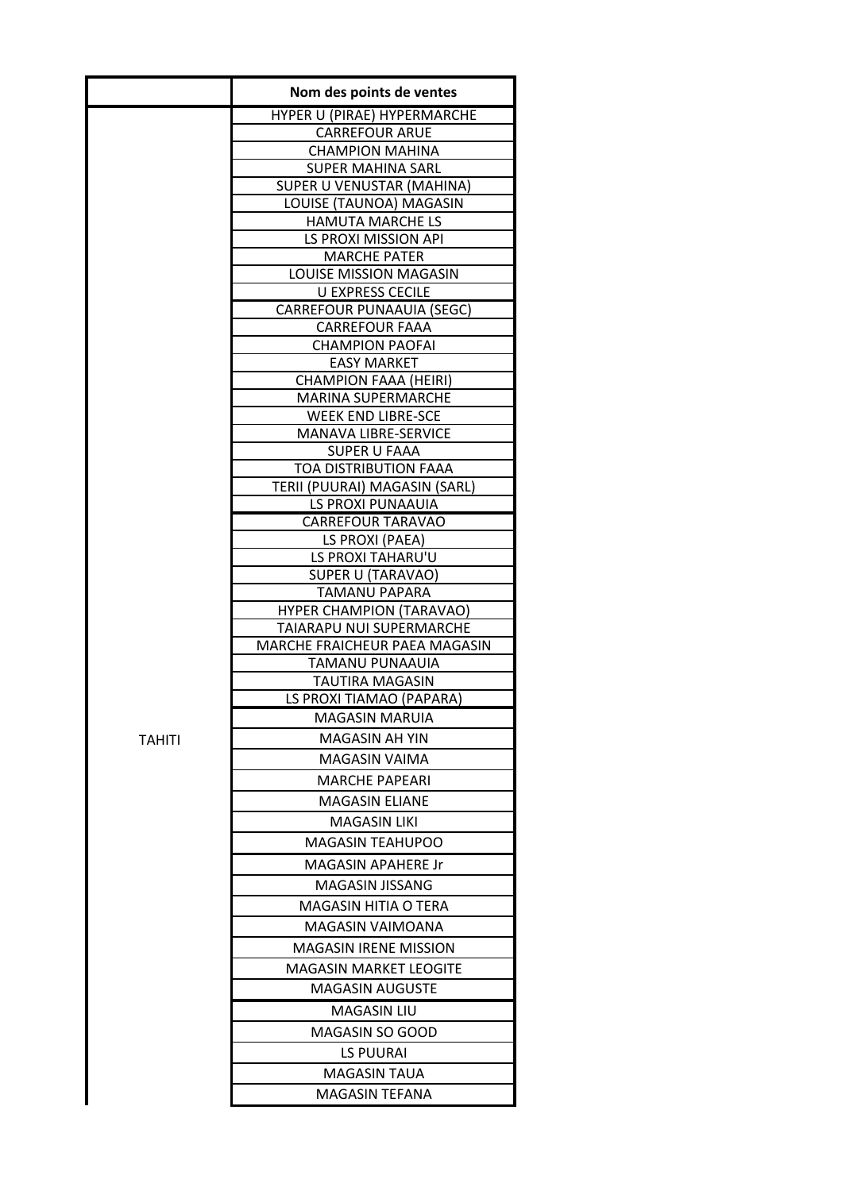|  | Nom des points de ventes |
| --- | --- |
| TAHITI | HYPER U (PIRAE) HYPERMARCHE |
|  | CARREFOUR ARUE |
|  | CHAMPION MAHINA |
|  | SUPER MAHINA SARL |
|  | SUPER U VENUSTAR (MAHINA) |
|  | LOUISE (TAUNOA) MAGASIN |
|  | HAMUTA MARCHE LS |
|  | LS PROXI MISSION API |
|  | MARCHE PATER |
|  | LOUISE MISSION MAGASIN |
|  | U EXPRESS CECILE |
|  | CARREFOUR PUNAAUIA (SEGC) |
|  | CARREFOUR FAAA |
|  | CHAMPION PAOFAI |
|  | EASY MARKET |
|  | CHAMPION FAAA (HEIRI) |
|  | MARINA SUPERMARCHE |
|  | WEEK END LIBRE-SCE |
|  | MANAVA LIBRE-SERVICE |
|  | SUPER U FAAA |
|  | TOA DISTRIBUTION FAAA |
|  | TERII (PUURAI) MAGASIN (SARL) |
|  | LS PROXI PUNAAUIA |
|  | CARREFOUR TARAVAO |
|  | LS PROXI (PAEA) |
|  | LS PROXI TAHARU'U |
|  | SUPER U (TARAVAO) |
|  | TAMANU PAPARA |
|  | HYPER CHAMPION (TARAVAO) |
|  | TAIARAPU NUI SUPERMARCHE |
|  | MARCHE FRAICHEUR PAEA MAGASIN |
|  | TAMANU PUNAAUIA |
|  | TAUTIRA MAGASIN |
|  | LS PROXI TIAMAO (PAPARA) |
|  | MAGASIN MARUIA |
|  | MAGASIN AH YIN |
|  | MAGASIN VAIMA |
|  | MARCHE PAPEARI |
|  | MAGASIN ELIANE |
|  | MAGASIN LIKI |
|  | MAGASIN TEAHUPOO |
|  | MAGASIN APAHERE Jr |
|  | MAGASIN JISSANG |
|  | MAGASIN HITIA O TERA |
|  | MAGASIN VAIMOANA |
|  | MAGASIN IRENE MISSION |
|  | MAGASIN MARKET LEOGITE |
|  | MAGASIN AUGUSTE |
|  | MAGASIN LIU |
|  | MAGASIN SO GOOD |
|  | LS PUURAI |
|  | MAGASIN TAUA |
|  | MAGASIN TEFANA |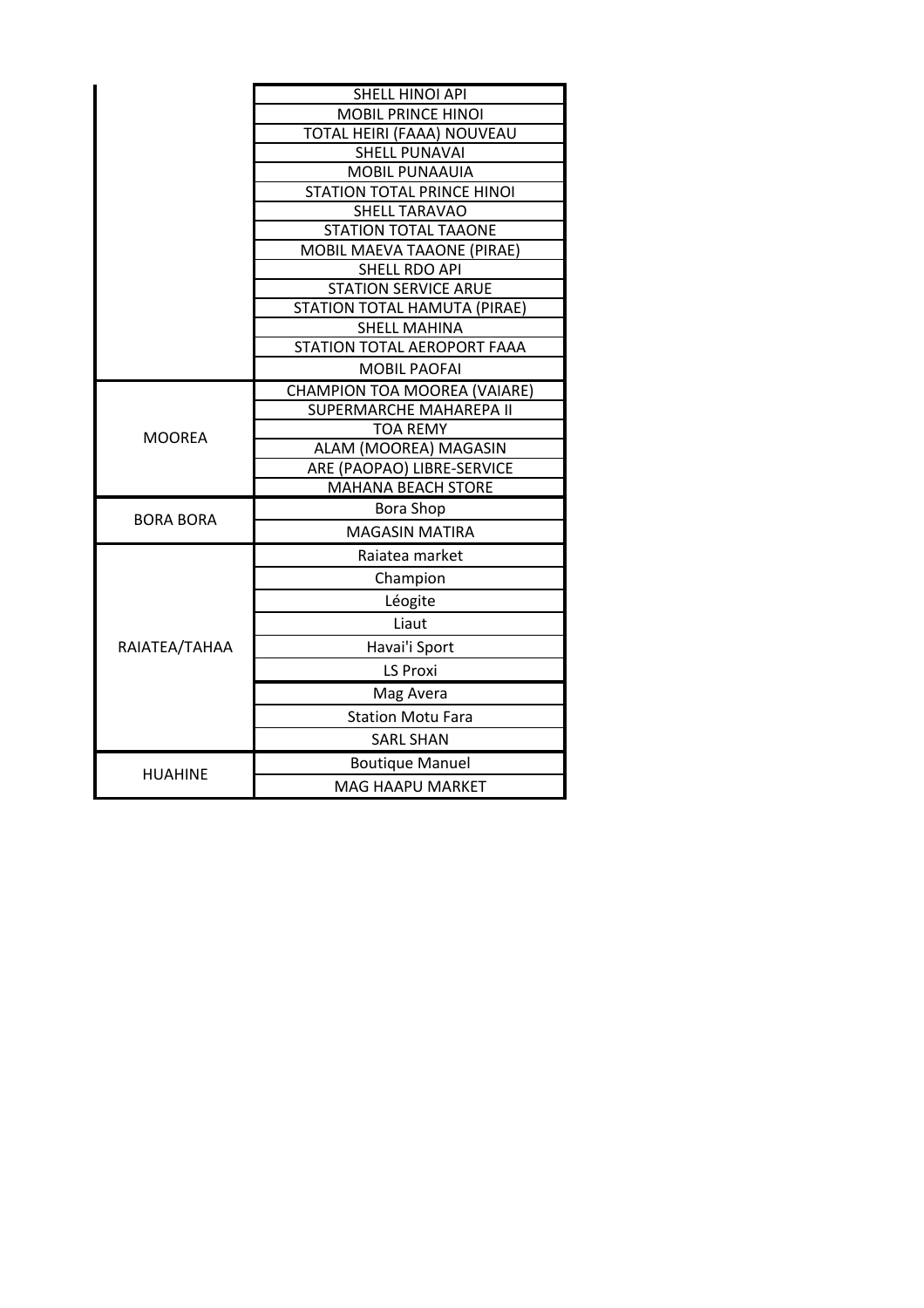| | |
|---|---|
| | SHELL HINOI API |
| | MOBIL PRINCE HINOI |
| | TOTAL HEIRI (FAAA) NOUVEAU |
| | SHELL PUNAVAI |
| | MOBIL PUNAAUIA |
| | STATION TOTAL PRINCE HINOI |
| | SHELL TARAVAO |
| | STATION TOTAL TAAONE |
| | MOBIL MAEVA TAAONE (PIRAE) |
| | SHELL RDO API |
| | STATION SERVICE ARUE |
| | STATION TOTAL HAMUTA (PIRAE) |
| | SHELL MAHINA |
| | STATION TOTAL AEROPORT FAAA |
| | MOBIL PAOFAI |
| MOOREA | CHAMPION TOA MOOREA (VAIARE) |
| | SUPERMARCHE MAHAREPA II |
| | TOA REMY |
| | ALAM (MOOREA) MAGASIN |
| | ARE (PAOPAO) LIBRE-SERVICE |
| | MAHANA BEACH STORE |
| BORA BORA | Bora Shop |
| | MAGASIN MATIRA |
| RAIATEA/TAHAA | Raiatea market |
| | Champion |
| | Léogite |
| | Liaut |
| | Havai'i Sport |
| | LS Proxi |
| | Mag Avera |
| | Station Motu Fara |
| | SARL SHAN |
| HUAHINE | Boutique Manuel |
| | MAG HAAPU MARKET |